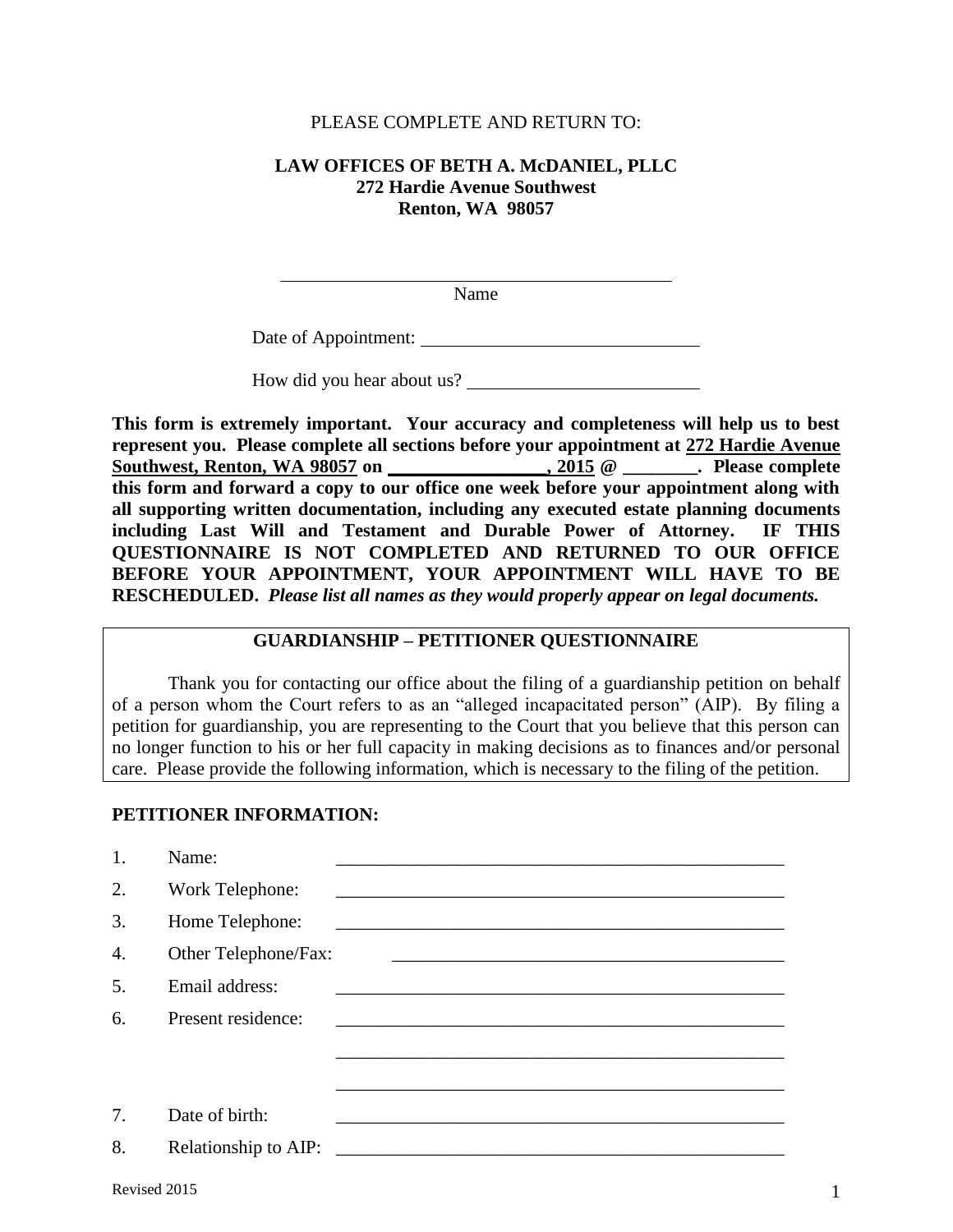PLEASE COMPLETE AND RETURN TO:

**LAW OFFICES OF BETH A. McDANIEL, PLLC**
**272 Hardie Avenue Southwest**
**Renton, WA 98057**

\_\_\_\_\_\_\_\_\_\_\_\_\_\_\_\_\_\_\_\_\_\_\_\_\_\_\_\_\_\_\_\_\_\_\_\_\_\_\_\_
Name

Date of Appointment: \_\_\_\_\_\_\_\_\_\_\_\_\_\_\_\_\_\_\_\_\_\_\_\_\_\_\_\_\_\_

How did you hear about us? \_\_\_\_\_\_\_\_\_\_\_\_\_\_\_\_\_\_\_\_\_\_\_\_\_\_

**This form is extremely important. Your accuracy and completeness will help us to best represent you. Please complete all sections before your appointment at <u>272 Hardie Avenue Southwest, Renton, WA 98057</u> on <u>\_\_\_\_\_\_\_\_\_\_\_\_\_\_\_\_\_, 2015</u> @ \_\_\_\_\_\_\_\_. Please complete this form and forward a copy to our office one week before your appointment along with all supporting written documentation, including any executed estate planning documents including Last Will and Testament and Durable Power of Attorney. IF THIS QUESTIONNAIRE IS NOT COMPLETED AND RETURNED TO OUR OFFICE BEFORE YOUR APPOINTMENT, YOUR APPOINTMENT WILL HAVE TO BE RESCHEDULED.** ***Please list all names as they would properly appear on legal documents.***

## GUARDIANSHIP – PETITIONER QUESTIONNAIRE

Thank you for contacting our office about the filing of a guardianship petition on behalf of a person whom the Court refers to as an "alleged incapacitated person" (AIP). By filing a petition for guardianship, you are representing to the Court that you believe that this person can no longer function to his or her full capacity in making decisions as to finances and/or personal care. Please provide the following information, which is necessary to the filing of the petition.

### PETITIONER INFORMATION:

1. Name: \_\_\_\_\_\_\_\_\_\_\_\_\_\_\_\_\_\_\_\_\_\_\_\_\_\_\_\_\_\_\_\_\_\_\_\_\_\_\_\_\_\_\_\_\_\_\_\_\_\_
2. Work Telephone: \_\_\_\_\_\_\_\_\_\_\_\_\_\_\_\_\_\_\_\_\_\_\_\_\_\_\_\_\_\_\_\_\_\_\_\_\_\_\_\_\_\_\_\_\_\_\_\_\_\_
3. Home Telephone: \_\_\_\_\_\_\_\_\_\_\_\_\_\_\_\_\_\_\_\_\_\_\_\_\_\_\_\_\_\_\_\_\_\_\_\_\_\_\_\_\_\_\_\_\_\_\_\_\_\_
4. Other Telephone/Fax: \_\_\_\_\_\_\_\_\_\_\_\_\_\_\_\_\_\_\_\_\_\_\_\_\_\_\_\_\_\_\_\_\_\_\_\_\_\_\_\_\_\_\_\_
5. Email address: \_\_\_\_\_\_\_\_\_\_\_\_\_\_\_\_\_\_\_\_\_\_\_\_\_\_\_\_\_\_\_\_\_\_\_\_\_\_\_\_\_\_\_\_\_\_\_\_\_\_
6. Present residence: \_\_\_\_\_\_\_\_\_\_\_\_\_\_\_\_\_\_\_\_\_\_\_\_\_\_\_\_\_\_\_\_\_\_\_\_\_\_\_\_\_\_\_\_\_\_\_\_\_\_
   \_\_\_\_\_\_\_\_\_\_\_\_\_\_\_\_\_\_\_\_\_\_\_\_\_\_\_\_\_\_\_\_\_\_\_\_\_\_\_\_\_\_\_\_\_\_\_\_\_\_
   \_\_\_\_\_\_\_\_\_\_\_\_\_\_\_\_\_\_\_\_\_\_\_\_\_\_\_\_\_\_\_\_\_\_\_\_\_\_\_\_\_\_\_\_\_\_\_\_\_\_
7. Date of birth: \_\_\_\_\_\_\_\_\_\_\_\_\_\_\_\_\_\_\_\_\_\_\_\_\_\_\_\_\_\_\_\_\_\_\_\_\_\_\_\_\_\_\_\_\_\_\_\_\_\_
8. Relationship to AIP: \_\_\_\_\_\_\_\_\_\_\_\_\_\_\_\_\_\_\_\_\_\_\_\_\_\_\_\_\_\_\_\_\_\_\_\_\_\_\_\_\_\_\_\_\_\_\_\_\_\_

Revised 2015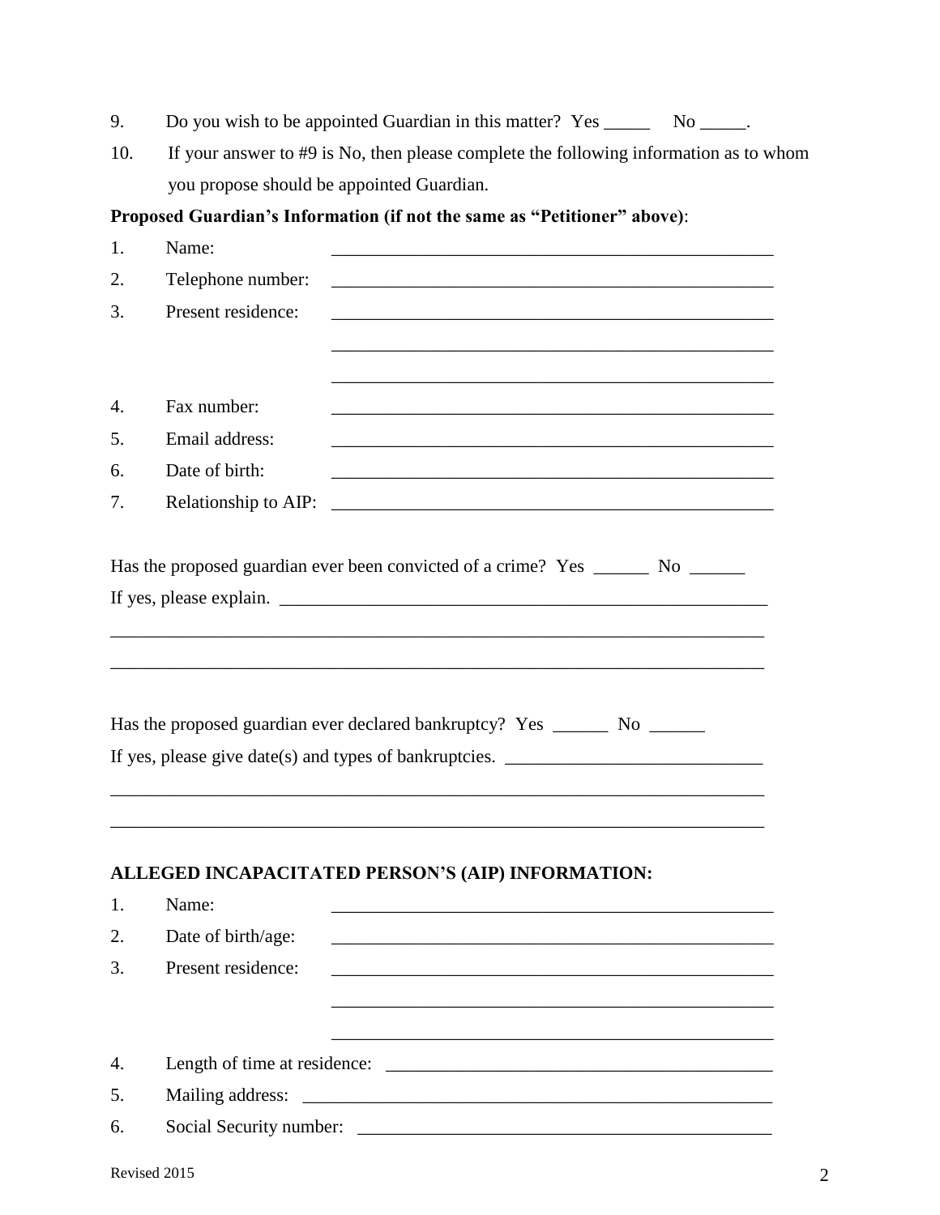9. Do you wish to be appointed Guardian in this matter? Yes _____ No _____.

10. If your answer to #9 is No, then please complete the following information as to whom you propose should be appointed Guardian.

**Proposed Guardian's Information (if not the same as "Petitioner" above)**:

1. Name: _______________________________________________
2. Telephone number: _______________________________________________
3. Present residence: _______________________________________________

   _______________________________________________

   _______________________________________________
4. Fax number: _______________________________________________
5. Email address: _______________________________________________
6. Date of birth: _______________________________________________
7. Relationship to AIP: _______________________________________________

Has the proposed guardian ever been convicted of a crime? Yes ______ No ______

If yes, please explain. _______________________________________________

_______________________________________________________________________

_______________________________________________________________________

Has the proposed guardian ever declared bankruptcy? Yes ______ No ______

If yes, please give date(s) and types of bankruptcies. ___________________________

_______________________________________________________________________

_______________________________________________________________________

**ALLEGED INCAPACITATED PERSON'S (AIP) INFORMATION:**

1. Name: _______________________________________________
2. Date of birth/age: _______________________________________________
3. Present residence: _______________________________________________

   _______________________________________________

   _______________________________________________
4. Length of time at residence: __________________________________________
5. Mailing address: _______________________________________________
6. Social Security number: _____________________________________________

Revised 2015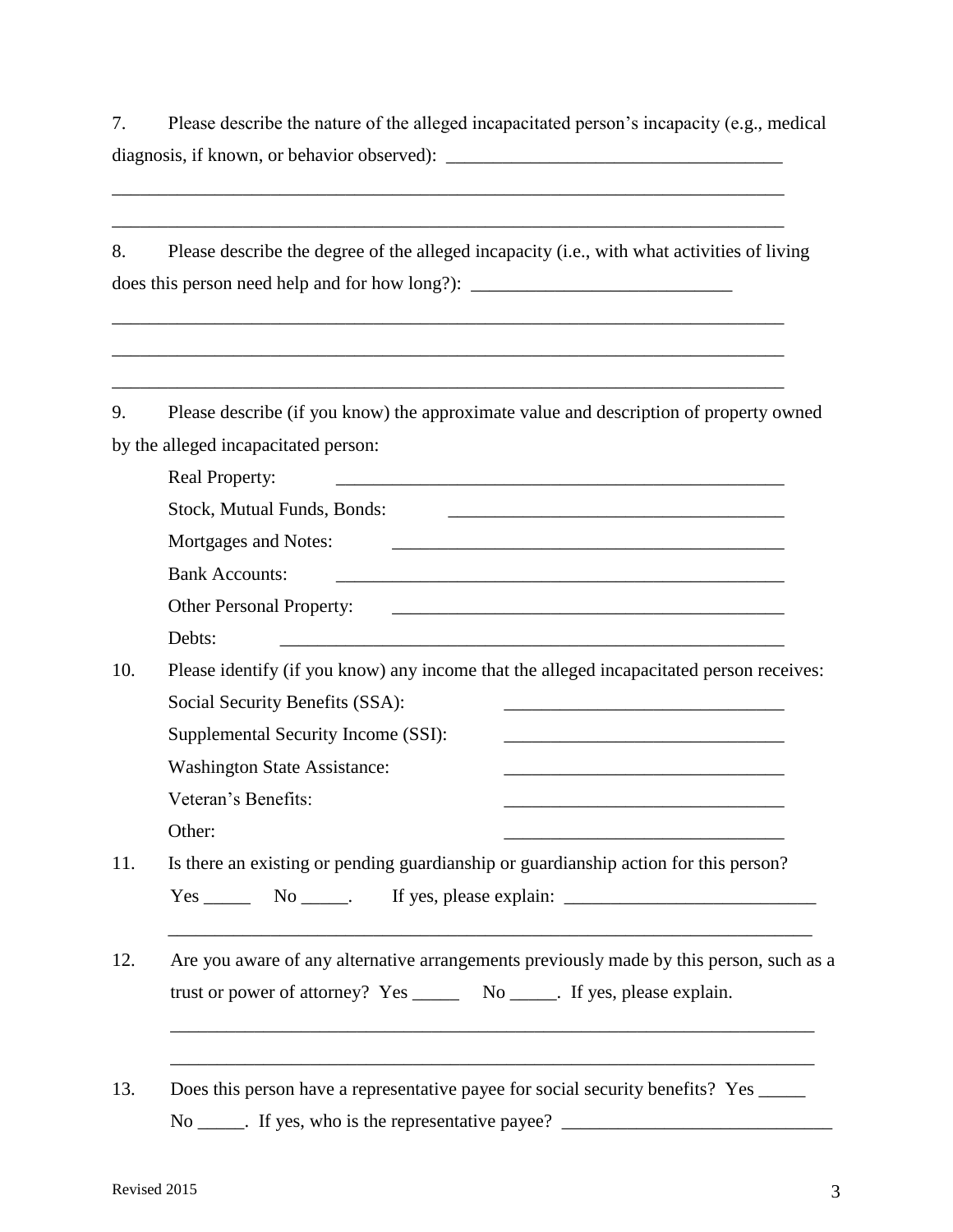7. Please describe the nature of the alleged incapacitated person's incapacity (e.g., medical diagnosis, if known, or behavior observed): ___________________________________

___________________________________________________________________________

___________________________________________________________________________

8. Please describe the degree of the alleged incapacity (i.e., with what activities of living does this person need help and for how long?): ___________________________

___________________________________________________________________________

___________________________________________________________________________

___________________________________________________________________________

9. Please describe (if you know) the approximate value and description of property owned by the alleged incapacitated person:

Real Property: _______________________________________________

Stock, Mutual Funds, Bonds: ___________________________________

Mortgages and Notes: ________________________________________

Bank Accounts: _____________________________________________

Other Personal Property: ______________________________________

Debts: ____________________________________________________

10. Please identify (if you know) any income that the alleged incapacitated person receives:

Social Security Benefits (SSA): ____________________________

Supplemental Security Income (SSI): ____________________________

Washington State Assistance: ____________________________

Veteran's Benefits: ____________________________

Other: ____________________________

11. Is there an existing or pending guardianship or guardianship action for this person?

Yes _____ No _____. If yes, please explain: ___________________________

_______________________________________________________________________

12. Are you aware of any alternative arrangements previously made by this person, such as a trust or power of attorney? Yes _____ No _____. If yes, please explain.

_______________________________________________________________________

_______________________________________________________________________

13. Does this person have a representative payee for social security benefits? Yes _____ No _____. If yes, who is the representative payee? _____________________________

Revised 2015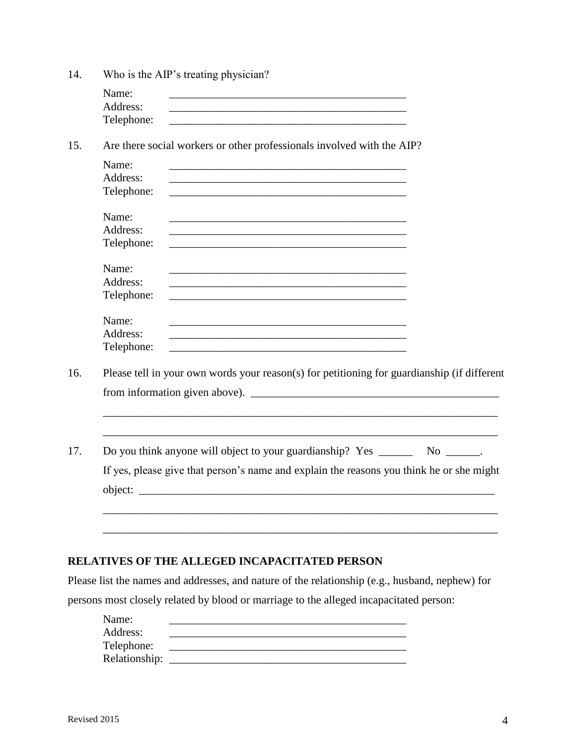14. Who is the AIP's treating physician?

    Name: ___________________________________________
    Address: ___________________________________________
    Telephone: ___________________________________________

15. Are there social workers or other professionals involved with the AIP?

    Name: ___________________________________________
    Address: ___________________________________________
    Telephone: ___________________________________________

    Name: ___________________________________________
    Address: ___________________________________________
    Telephone: ___________________________________________

    Name: ___________________________________________
    Address: ___________________________________________
    Telephone: ___________________________________________

    Name: ___________________________________________
    Address: ___________________________________________
    Telephone: ___________________________________________

16. Please tell in your own words your reason(s) for petitioning for guardianship (if different from information given above). ___________________________________________

    ___________________________________________________________________________

    ___________________________________________________________________________

17. Do you think anyone will object to your guardianship? Yes ______ No ______.

    If yes, please give that person's name and explain the reasons you think he or she might object: ___________________________________________________________________

    ___________________________________________________________________________

    ___________________________________________________________________________

**RELATIVES OF THE ALLEGED INCAPACITATED PERSON**

Please list the names and addresses, and nature of the relationship (e.g., husband, nephew) for persons most closely related by blood or marriage to the alleged incapacitated person:

    Name: ___________________________________________
    Address: ___________________________________________
    Telephone: ___________________________________________
    Relationship: ___________________________________________

Revised 2015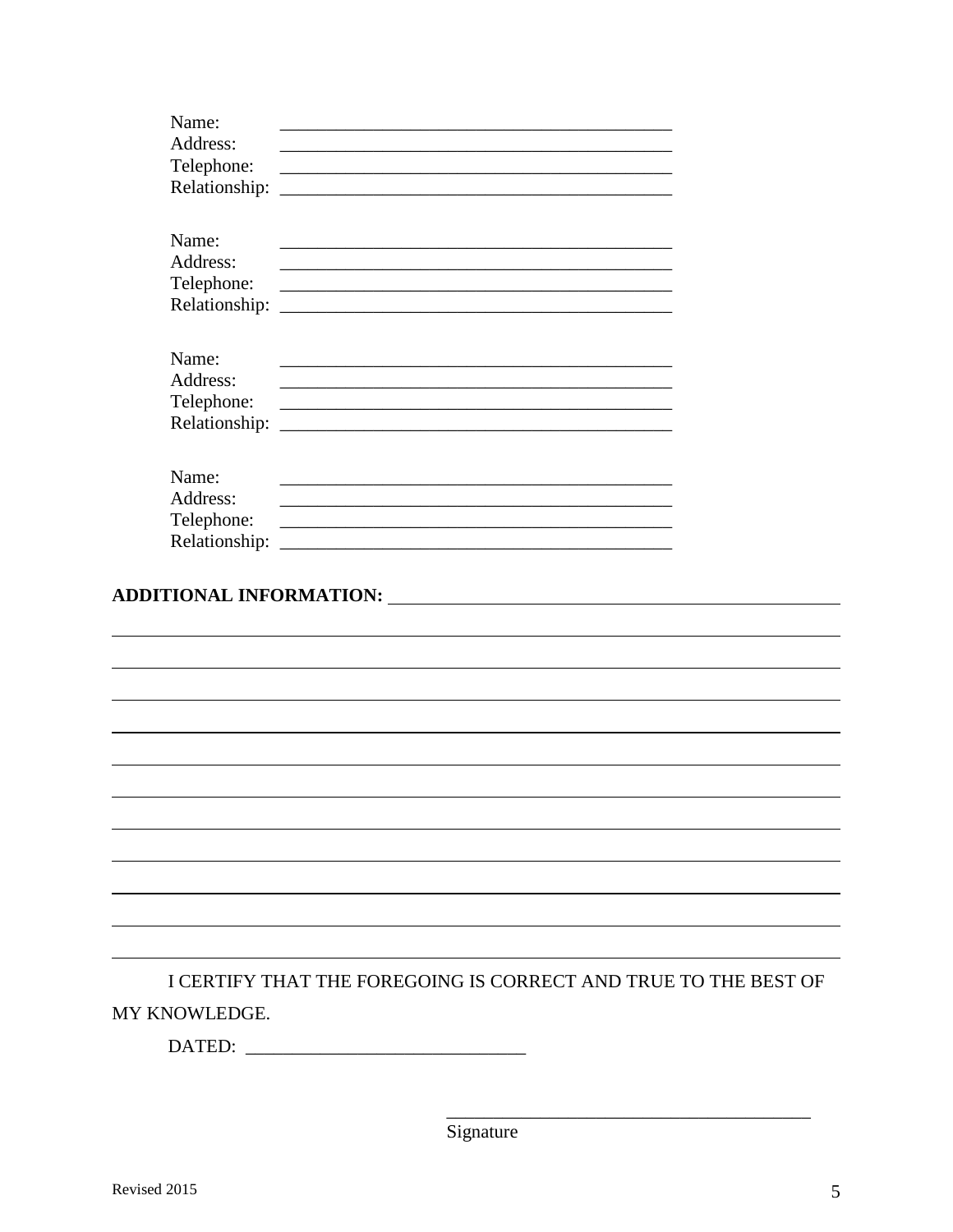Name: ____________________________________________
Address: ____________________________________________
Telephone: ____________________________________________
Relationship: ____________________________________________

Name: ____________________________________________
Address: ____________________________________________
Telephone: ____________________________________________
Relationship: ____________________________________________

Name: ____________________________________________
Address: ____________________________________________
Telephone: ____________________________________________
Relationship: ____________________________________________

Name: ____________________________________________
Address: ____________________________________________
Telephone: ____________________________________________
Relationship: ____________________________________________

**ADDITIONAL INFORMATION:** ____________________________________________

____________________________________________________________________________

____________________________________________________________________________

____________________________________________________________________________

____________________________________________________________________________

____________________________________________________________________________

____________________________________________________________________________

____________________________________________________________________________

____________________________________________________________________________

____________________________________________________________________________

____________________________________________________________________________

____________________________________________________________________________

I CERTIFY THAT THE FOREGOING IS CORRECT AND TRUE TO THE BEST OF MY KNOWLEDGE.

DATED: ______________________________

________________________________________
Signature

Revised 2015